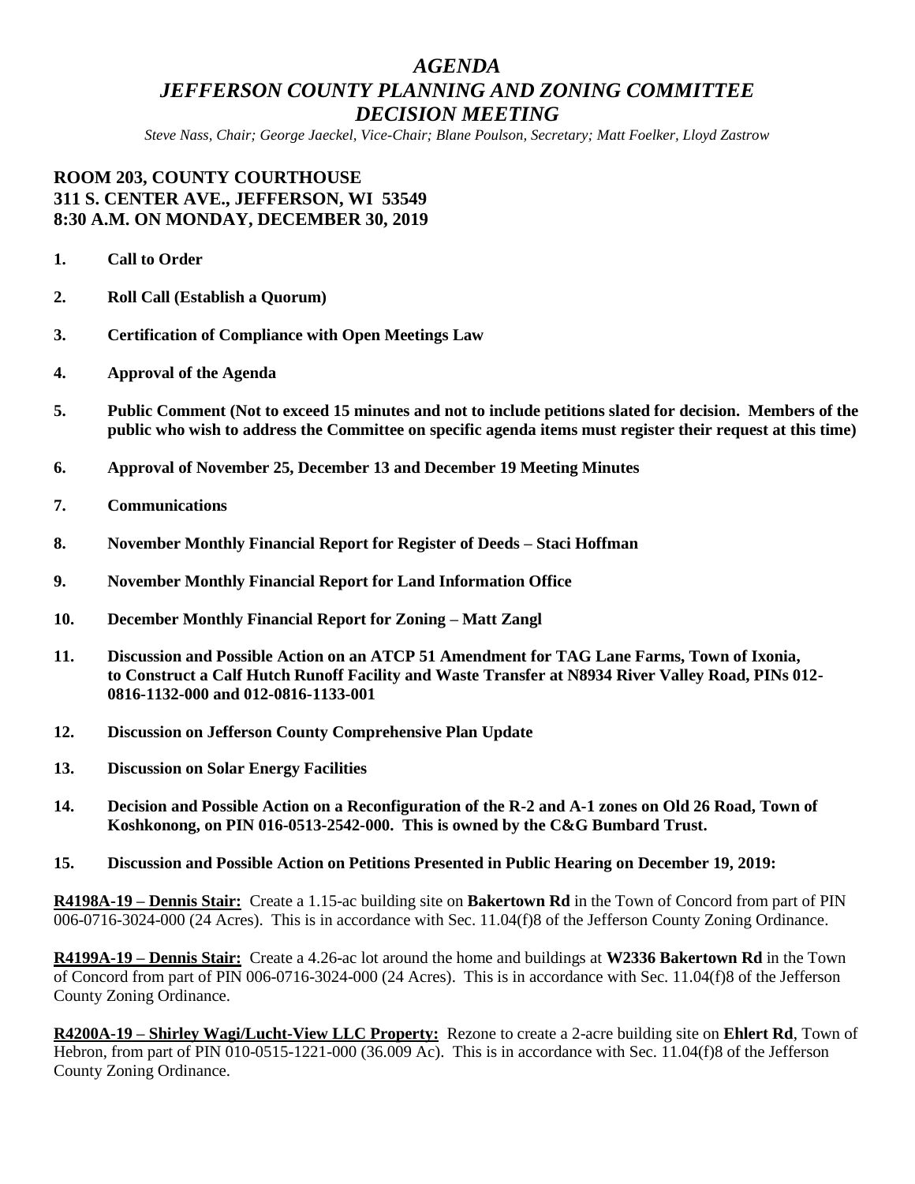# *AGENDA*
# *JEFFERSON COUNTY PLANNING AND ZONING COMMITTEE*
# *DECISION MEETING*

*Steve Nass, Chair; George Jaeckel, Vice-Chair; Blane Poulson, Secretary; Matt Foelker, Lloyd Zastrow*

**ROOM 203, COUNTY COURTHOUSE**
**311 S. CENTER AVE., JEFFERSON, WI 53549**
**8:30 A.M. ON MONDAY, DECEMBER 30, 2019**

1. **Call to Order**
2. **Roll Call (Establish a Quorum)**
3. **Certification of Compliance with Open Meetings Law**
4. **Approval of the Agenda**
5. **Public Comment (Not to exceed 15 minutes and not to include petitions slated for decision. Members of the public who wish to address the Committee on specific agenda items must register their request at this time)**
6. **Approval of November 25, December 13 and December 19 Meeting Minutes**
7. **Communications**
8. **November Monthly Financial Report for Register of Deeds – Staci Hoffman**
9. **November Monthly Financial Report for Land Information Office**
10. **December Monthly Financial Report for Zoning – Matt Zangl**
11. **Discussion and Possible Action on an ATCP 51 Amendment for TAG Lane Farms, Town of Ixonia, to Construct a Calf Hutch Runoff Facility and Waste Transfer at N8934 River Valley Road, PINs 012-0816-1132-000 and 012-0816-1133-001**
12. **Discussion on Jefferson County Comprehensive Plan Update**
13. **Discussion on Solar Energy Facilities**
14. **Decision and Possible Action on a Reconfiguration of the R-2 and A-1 zones on Old 26 Road, Town of Koshkonong, on PIN 016-0513-2542-000. This is owned by the C&G Bumbard Trust.**
15. **Discussion and Possible Action on Petitions Presented in Public Hearing on December 19, 2019:**

**R4198A-19 – Dennis Stair:** Create a 1.15-ac building site on **Bakertown Rd** in the Town of Concord from part of PIN 006-0716-3024-000 (24 Acres). This is in accordance with Sec. 11.04(f)8 of the Jefferson County Zoning Ordinance.

**R4199A-19 – Dennis Stair:** Create a 4.26-ac lot around the home and buildings at **W2336 Bakertown Rd** in the Town of Concord from part of PIN 006-0716-3024-000 (24 Acres). This is in accordance with Sec. 11.04(f)8 of the Jefferson County Zoning Ordinance.

**R4200A-19 – Shirley Wagi/Lucht-View LLC Property:** Rezone to create a 2-acre building site on **Ehlert Rd**, Town of Hebron, from part of PIN 010-0515-1221-000 (36.009 Ac). This is in accordance with Sec. 11.04(f)8 of the Jefferson County Zoning Ordinance.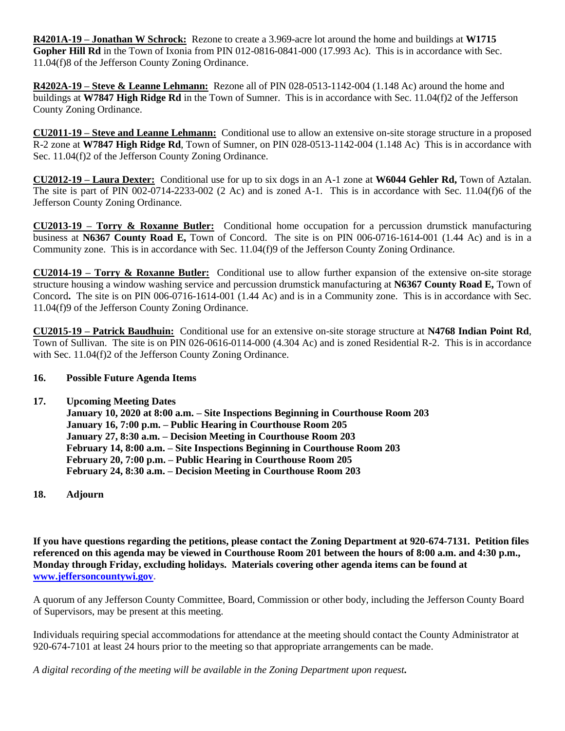**R4201A-19 – Jonathan W Schrock:** Rezone to create a 3.969-acre lot around the home and buildings at **W1715 Gopher Hill Rd** in the Town of Ixonia from PIN 012-0816-0841-000 (17.993 Ac). This is in accordance with Sec. 11.04(f)8 of the Jefferson County Zoning Ordinance.

**R4202A-19 – Steve & Leanne Lehmann:** Rezone all of PIN 028-0513-1142-004 (1.148 Ac) around the home and buildings at **W7847 High Ridge Rd** in the Town of Sumner. This is in accordance with Sec. 11.04(f)2 of the Jefferson County Zoning Ordinance.

**CU2011-19 – Steve and Leanne Lehmann:** Conditional use to allow an extensive on-site storage structure in a proposed R-2 zone at **W7847 High Ridge Rd**, Town of Sumner, on PIN 028-0513-1142-004 (1.148 Ac) This is in accordance with Sec. 11.04(f)2 of the Jefferson County Zoning Ordinance.

**CU2012-19 – Laura Dexter:** Conditional use for up to six dogs in an A-1 zone at **W6044 Gehler Rd,** Town of Aztalan. The site is part of PIN 002-0714-2233-002 (2 Ac) and is zoned A-1. This is in accordance with Sec. 11.04(f)6 of the Jefferson County Zoning Ordinance.

**CU2013-19 – Torry & Roxanne Butler:** Conditional home occupation for a percussion drumstick manufacturing business at **N6367 County Road E,** Town of Concord. The site is on PIN 006-0716-1614-001 (1.44 Ac) and is in a Community zone. This is in accordance with Sec. 11.04(f)9 of the Jefferson County Zoning Ordinance.

**CU2014-19 – Torry & Roxanne Butler:** Conditional use to allow further expansion of the extensive on-site storage structure housing a window washing service and percussion drumstick manufacturing at **N6367 County Road E,** Town of Concord**.** The site is on PIN 006-0716-1614-001 (1.44 Ac) and is in a Community zone. This is in accordance with Sec. 11.04(f)9 of the Jefferson County Zoning Ordinance.

**CU2015-19 – Patrick Baudhuin:** Conditional use for an extensive on-site storage structure at **N4768 Indian Point Rd**, Town of Sullivan. The site is on PIN 026-0616-0114-000 (4.304 Ac) and is zoned Residential R-2. This is in accordance with Sec. 11.04(f)2 of the Jefferson County Zoning Ordinance.

**16. Possible Future Agenda Items**

**17. Upcoming Meeting Dates**

**January 10, 2020 at 8:00 a.m. – Site Inspections Beginning in Courthouse Room 203**
**January 16, 7:00 p.m. – Public Hearing in Courthouse Room 205**
**January 27, 8:30 a.m. – Decision Meeting in Courthouse Room 203**
**February 14, 8:00 a.m. – Site Inspections Beginning in Courthouse Room 203**
**February 20, 7:00 p.m. – Public Hearing in Courthouse Room 205**
**February 24, 8:30 a.m. – Decision Meeting in Courthouse Room 203**

**18. Adjourn**

**If you have questions regarding the petitions, please contact the Zoning Department at 920-674-7131. Petition files referenced on this agenda may be viewed in Courthouse Room 201 between the hours of 8:00 a.m. and 4:30 p.m., Monday through Friday, excluding holidays. Materials covering other agenda items can be found at www.jeffersoncountywi.gov.**

A quorum of any Jefferson County Committee, Board, Commission or other body, including the Jefferson County Board of Supervisors, may be present at this meeting.

Individuals requiring special accommodations for attendance at the meeting should contact the County Administrator at 920-674-7101 at least 24 hours prior to the meeting so that appropriate arrangements can be made.

*A digital recording of the meeting will be available in the Zoning Department upon request***.**